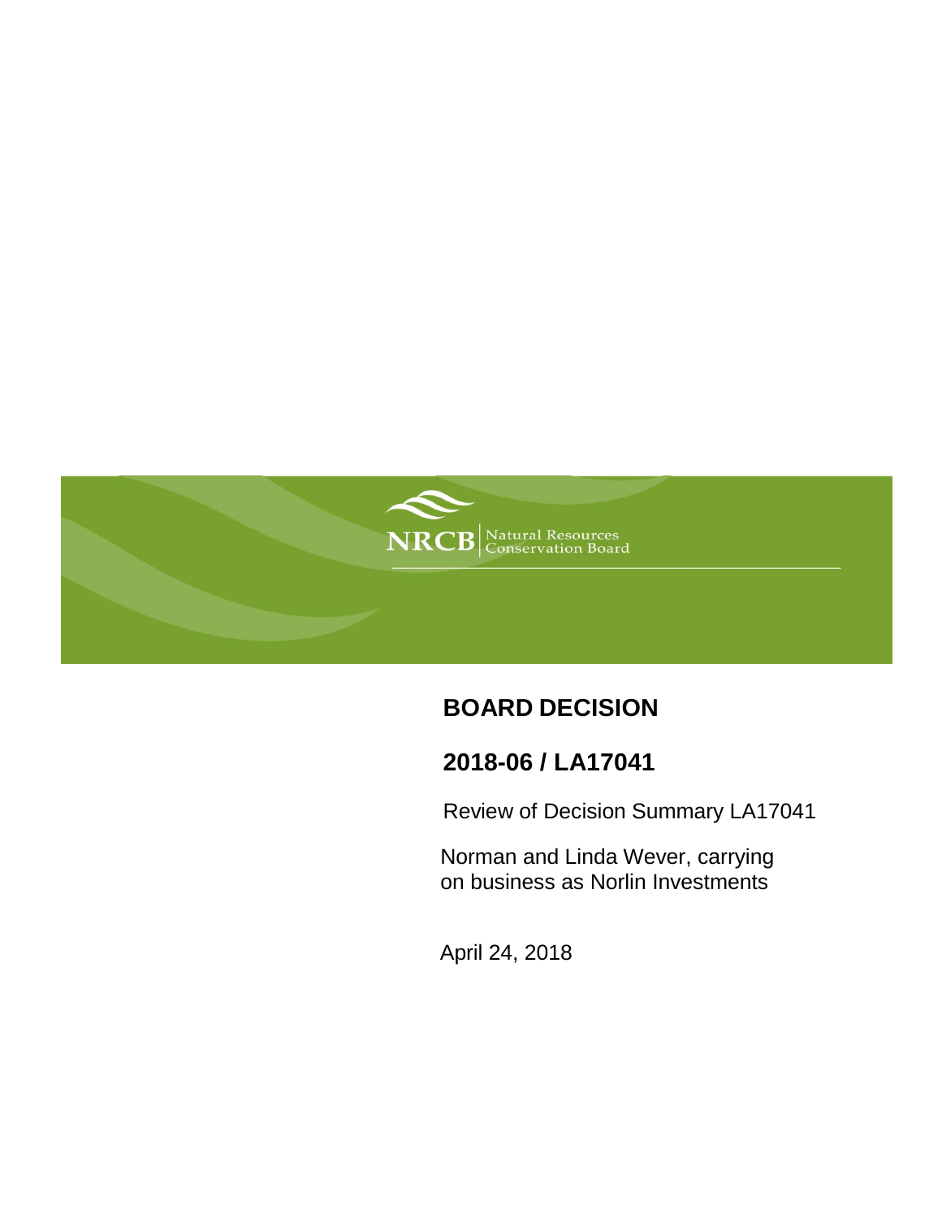NRCB | Natural Resources Conservation Board

# BOARD DECISION

## 2018-06 / LA17041

Review of Decision Summary LA17041

Norman and Linda Wever, carrying on business as Norlin Investments

April 24, 2018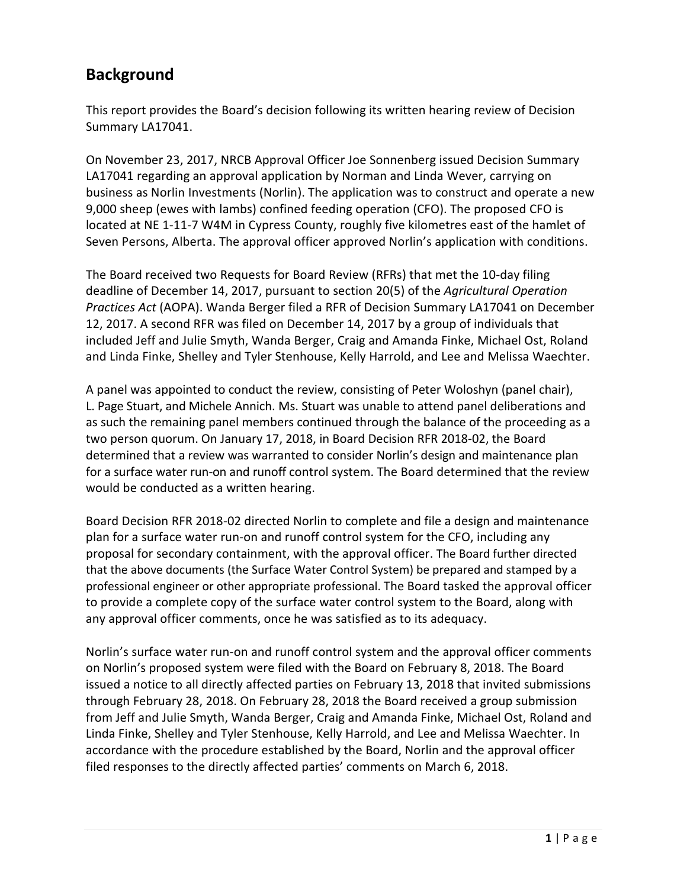## Background

This report provides the Board's decision following its written hearing review of Decision Summary LA17041.

On November 23, 2017, NRCB Approval Officer Joe Sonnenberg issued Decision Summary LA17041 regarding an approval application by Norman and Linda Wever, carrying on business as Norlin Investments (Norlin). The application was to construct and operate a new 9,000 sheep (ewes with lambs) confined feeding operation (CFO). The proposed CFO is located at NE 1-11-7 W4M in Cypress County, roughly five kilometres east of the hamlet of Seven Persons, Alberta. The approval officer approved Norlin's application with conditions.

The Board received two Requests for Board Review (RFRs) that met the 10-day filing deadline of December 14, 2017, pursuant to section 20(5) of the *Agricultural Operation Practices Act* (AOPA). Wanda Berger filed a RFR of Decision Summary LA17041 on December 12, 2017. A second RFR was filed on December 14, 2017 by a group of individuals that included Jeff and Julie Smyth, Wanda Berger, Craig and Amanda Finke, Michael Ost, Roland and Linda Finke, Shelley and Tyler Stenhouse, Kelly Harrold, and Lee and Melissa Waechter.

A panel was appointed to conduct the review, consisting of Peter Woloshyn (panel chair), L. Page Stuart, and Michele Annich. Ms. Stuart was unable to attend panel deliberations and as such the remaining panel members continued through the balance of the proceeding as a two person quorum. On January 17, 2018, in Board Decision RFR 2018-02, the Board determined that a review was warranted to consider Norlin's design and maintenance plan for a surface water run-on and runoff control system. The Board determined that the review would be conducted as a written hearing.

Board Decision RFR 2018-02 directed Norlin to complete and file a design and maintenance plan for a surface water run-on and runoff control system for the CFO, including any proposal for secondary containment, with the approval officer. The Board further directed that the above documents (the Surface Water Control System) be prepared and stamped by a professional engineer or other appropriate professional. The Board tasked the approval officer to provide a complete copy of the surface water control system to the Board, along with any approval officer comments, once he was satisfied as to its adequacy.

Norlin's surface water run-on and runoff control system and the approval officer comments on Norlin's proposed system were filed with the Board on February 8, 2018. The Board issued a notice to all directly affected parties on February 13, 2018 that invited submissions through February 28, 2018. On February 28, 2018 the Board received a group submission from Jeff and Julie Smyth, Wanda Berger, Craig and Amanda Finke, Michael Ost, Roland and Linda Finke, Shelley and Tyler Stenhouse, Kelly Harrold, and Lee and Melissa Waechter. In accordance with the procedure established by the Board, Norlin and the approval officer filed responses to the directly affected parties' comments on March 6, 2018.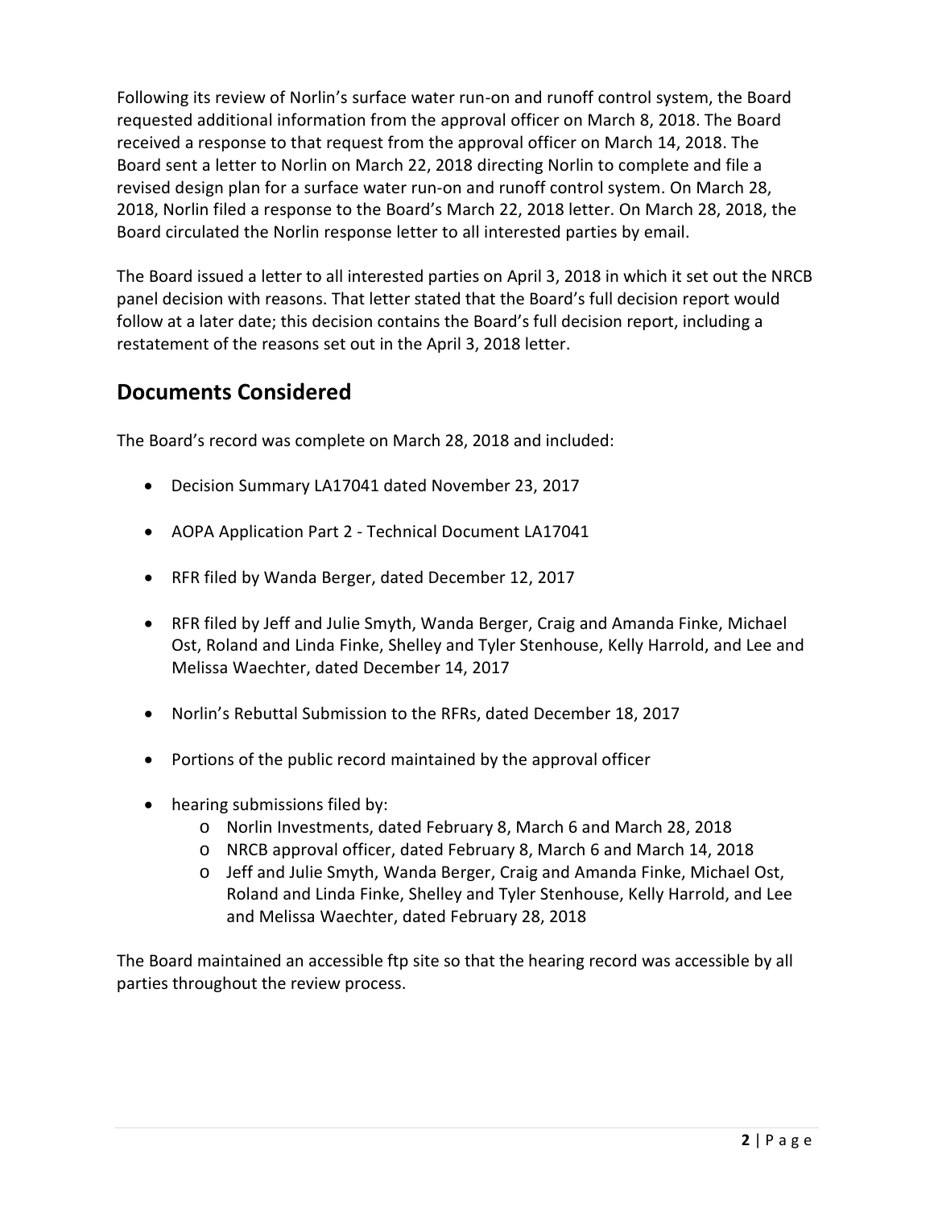Following its review of Norlin's surface water run-on and runoff control system, the Board requested additional information from the approval officer on March 8, 2018. The Board received a response to that request from the approval officer on March 14, 2018. The Board sent a letter to Norlin on March 22, 2018 directing Norlin to complete and file a revised design plan for a surface water run-on and runoff control system. On March 28, 2018, Norlin filed a response to the Board's March 22, 2018 letter. On March 28, 2018, the Board circulated the Norlin response letter to all interested parties by email.

The Board issued a letter to all interested parties on April 3, 2018 in which it set out the NRCB panel decision with reasons. That letter stated that the Board's full decision report would follow at a later date; this decision contains the Board's full decision report, including a restatement of the reasons set out in the April 3, 2018 letter.

## Documents Considered

The Board's record was complete on March 28, 2018 and included:

- Decision Summary LA17041 dated November 23, 2017
- AOPA Application Part 2 - Technical Document LA17041
- RFR filed by Wanda Berger, dated December 12, 2017
- RFR filed by Jeff and Julie Smyth, Wanda Berger, Craig and Amanda Finke, Michael Ost, Roland and Linda Finke, Shelley and Tyler Stenhouse, Kelly Harrold, and Lee and Melissa Waechter, dated December 14, 2017
- Norlin's Rebuttal Submission to the RFRs, dated December 18, 2017
- Portions of the public record maintained by the approval officer
- hearing submissions filed by:
  - Norlin Investments, dated February 8, March 6 and March 28, 2018
  - NRCB approval officer, dated February 8, March 6 and March 14, 2018
  - Jeff and Julie Smyth, Wanda Berger, Craig and Amanda Finke, Michael Ost, Roland and Linda Finke, Shelley and Tyler Stenhouse, Kelly Harrold, and Lee and Melissa Waechter, dated February 28, 2018

The Board maintained an accessible ftp site so that the hearing record was accessible by all parties throughout the review process.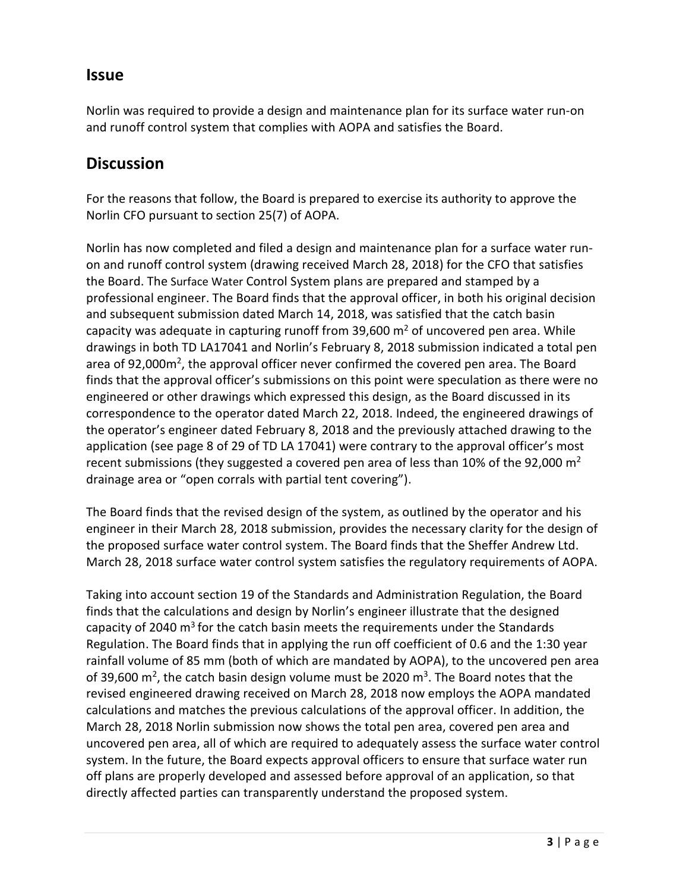## Issue

Norlin was required to provide a design and maintenance plan for its surface water run-on and runoff control system that complies with AOPA and satisfies the Board.

## Discussion

For the reasons that follow, the Board is prepared to exercise its authority to approve the Norlin CFO pursuant to section 25(7) of AOPA.

Norlin has now completed and filed a design and maintenance plan for a surface water run-on and runoff control system (drawing received March 28, 2018) for the CFO that satisfies the Board. The Surface Water Control System plans are prepared and stamped by a professional engineer. The Board finds that the approval officer, in both his original decision and subsequent submission dated March 14, 2018, was satisfied that the catch basin capacity was adequate in capturing runoff from 39,600 $m^2$ of uncovered pen area. While drawings in both TD LA17041 and Norlin's February 8, 2018 submission indicated a total pen area of 92,000$m^2$, the approval officer never confirmed the covered pen area. The Board finds that the approval officer's submissions on this point were speculation as there were no engineered or other drawings which expressed this design, as the Board discussed in its correspondence to the operator dated March 22, 2018. Indeed, the engineered drawings of the operator's engineer dated February 8, 2018 and the previously attached drawing to the application (see page 8 of 29 of TD LA 17041) were contrary to the approval officer's most recent submissions (they suggested a covered pen area of less than 10% of the 92,000 $m^2$ drainage area or "open corrals with partial tent covering").

The Board finds that the revised design of the system, as outlined by the operator and his engineer in their March 28, 2018 submission, provides the necessary clarity for the design of the proposed surface water control system. The Board finds that the Sheffer Andrew Ltd. March 28, 2018 surface water control system satisfies the regulatory requirements of AOPA.

Taking into account section 19 of the Standards and Administration Regulation, the Board finds that the calculations and design by Norlin's engineer illustrate that the designed capacity of 2040 $m^3$ for the catch basin meets the requirements under the Standards Regulation. The Board finds that in applying the run off coefficient of 0.6 and the 1:30 year rainfall volume of 85 mm (both of which are mandated by AOPA), to the uncovered pen area of 39,600 $m^2$, the catch basin design volume must be 2020 $m^3$. The Board notes that the revised engineered drawing received on March 28, 2018 now employs the AOPA mandated calculations and matches the previous calculations of the approval officer. In addition, the March 28, 2018 Norlin submission now shows the total pen area, covered pen area and uncovered pen area, all of which are required to adequately assess the surface water control system. In the future, the Board expects approval officers to ensure that surface water run off plans are properly developed and assessed before approval of an application, so that directly affected parties can transparently understand the proposed system.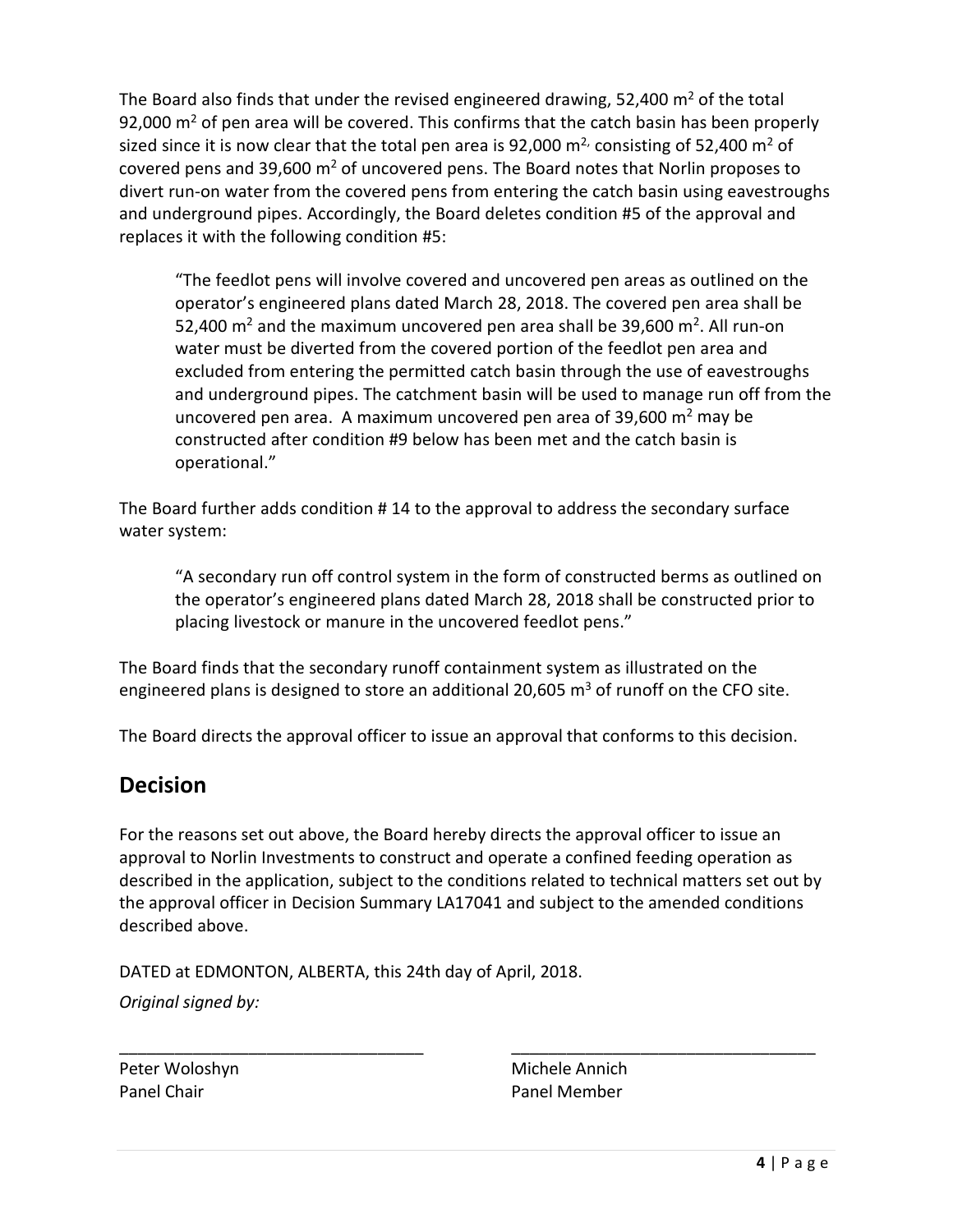The Board also finds that under the revised engineered drawing, 52,400 $m^2$ of the total 92,000 $m^2$ of pen area will be covered. This confirms that the catch basin has been properly sized since it is now clear that the total pen area is 92,000 $m^2$, consisting of 52,400 $m^2$ of covered pens and 39,600 $m^2$ of uncovered pens. The Board notes that Norlin proposes to divert run-on water from the covered pens from entering the catch basin using eavestroughs and underground pipes. Accordingly, the Board deletes condition #5 of the approval and replaces it with the following condition #5:

> "The feedlot pens will involve covered and uncovered pen areas as outlined on the operator's engineered plans dated March 28, 2018. The covered pen area shall be 52,400 $m^2$ and the maximum uncovered pen area shall be 39,600 $m^2$. All run-on water must be diverted from the covered portion of the feedlot pen area and excluded from entering the permitted catch basin through the use of eavestroughs and underground pipes. The catchment basin will be used to manage run off from the uncovered pen area. A maximum uncovered pen area of 39,600 $m^2$ may be constructed after condition #9 below has been met and the catch basin is operational."

The Board further adds condition # 14 to the approval to address the secondary surface water system:

> "A secondary run off control system in the form of constructed berms as outlined on the operator's engineered plans dated March 28, 2018 shall be constructed prior to placing livestock or manure in the uncovered feedlot pens."

The Board finds that the secondary runoff containment system as illustrated on the engineered plans is designed to store an additional 20,605 $m^3$ of runoff on the CFO site.

The Board directs the approval officer to issue an approval that conforms to this decision.

## Decision

For the reasons set out above, the Board hereby directs the approval officer to issue an approval to Norlin Investments to construct and operate a confined feeding operation as described in the application, subject to the conditions related to technical matters set out by the approval officer in Decision Summary LA17041 and subject to the amended conditions described above.

DATED at EDMONTON, ALBERTA, this 24th day of April, 2018.

*Original signed by:*

| \_\_\_\_\_\_\_\_\_\_\_\_\_\_\_\_\_\_\_\_ | \_\_\_\_\_\_\_\_\_\_\_\_\_\_\_\_\_\_\_\_ |
|---|---|
| Peter Woloshyn | Michele Annich |
| Panel Chair | Panel Member |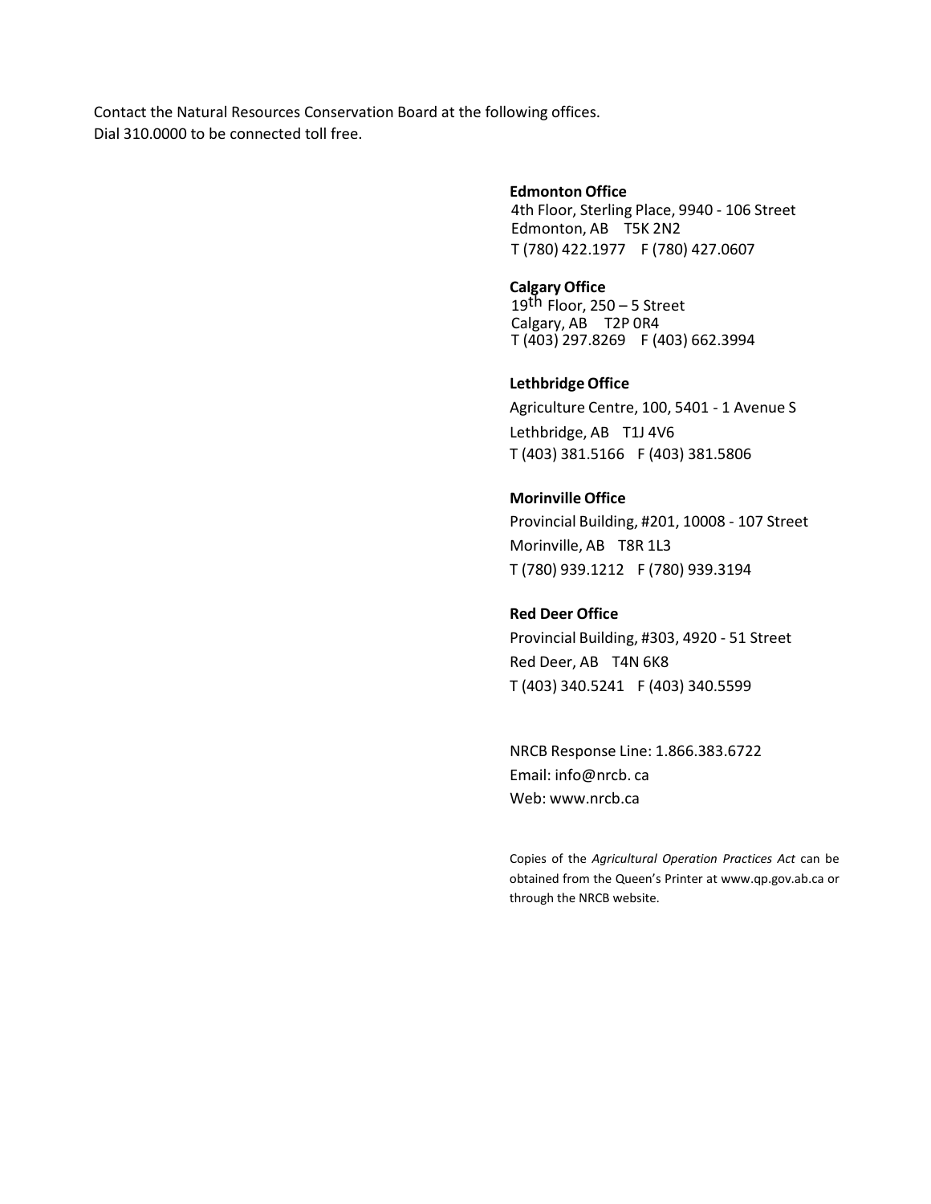Contact the Natural Resources Conservation Board at the following offices.
Dial 310.0000 to be connected toll free.

**Edmonton Office**
4th Floor, Sterling Place, 9940 - 106 Street
Edmonton, AB T5K 2N2
T (780) 422.1977 F (780) 427.0607

**Calgary Office**
19th Floor, 250 – 5 Street
Calgary, AB T2P 0R4
T (403) 297.8269 F (403) 662.3994

**Lethbridge Office**
Agriculture Centre, 100, 5401 - 1 Avenue S
Lethbridge, AB T1J 4V6
T (403) 381.5166 F (403) 381.5806

**Morinville Office**
Provincial Building, #201, 10008 - 107 Street
Morinville, AB T8R 1L3
T (780) 939.1212 F (780) 939.3194

**Red Deer Office**
Provincial Building, #303, 4920 - 51 Street
Red Deer, AB T4N 6K8
T (403) 340.5241 F (403) 340.5599

NRCB Response Line: 1.866.383.6722
Email: info@nrcb. ca
Web: www.nrcb.ca

Copies of the *Agricultural Operation Practices Act* can be obtained from the Queen's Printer at www.qp.gov.ab.ca or through the NRCB website.